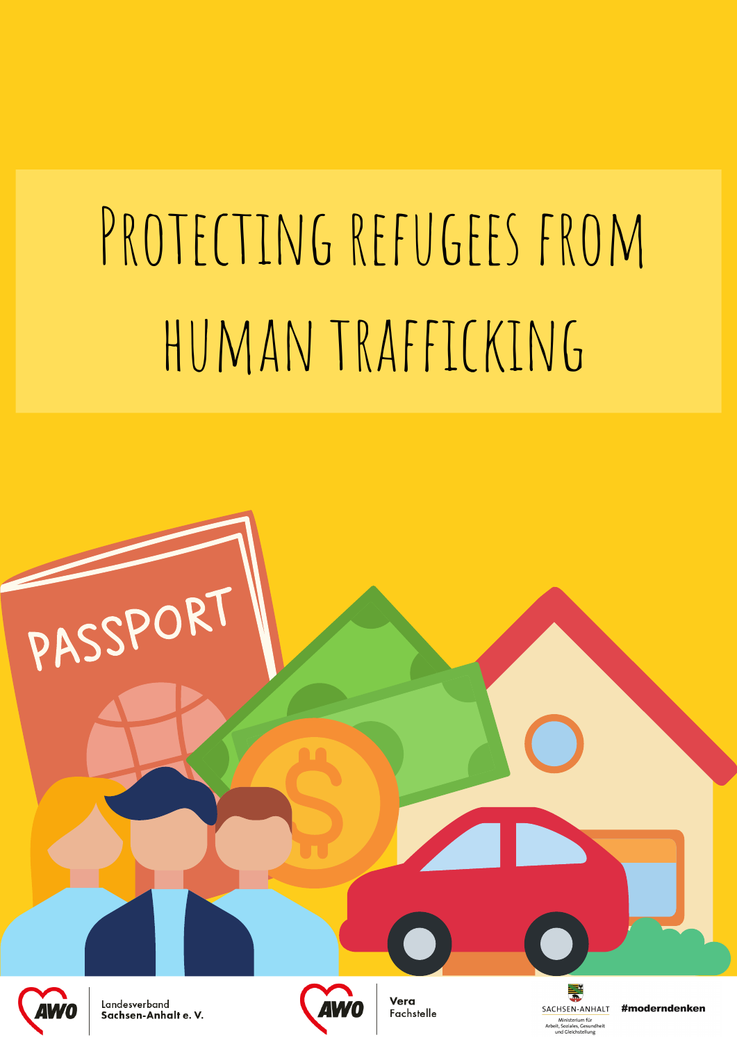# Protecting refugees from human trafficking

Landesverband Sachsen-Anhalt e. V.

Vera Fachstelle

Sachsen-Anhalt Ministerium für Arbeit, Soziales, Gesundheit und Gleichstellung

#moderndenken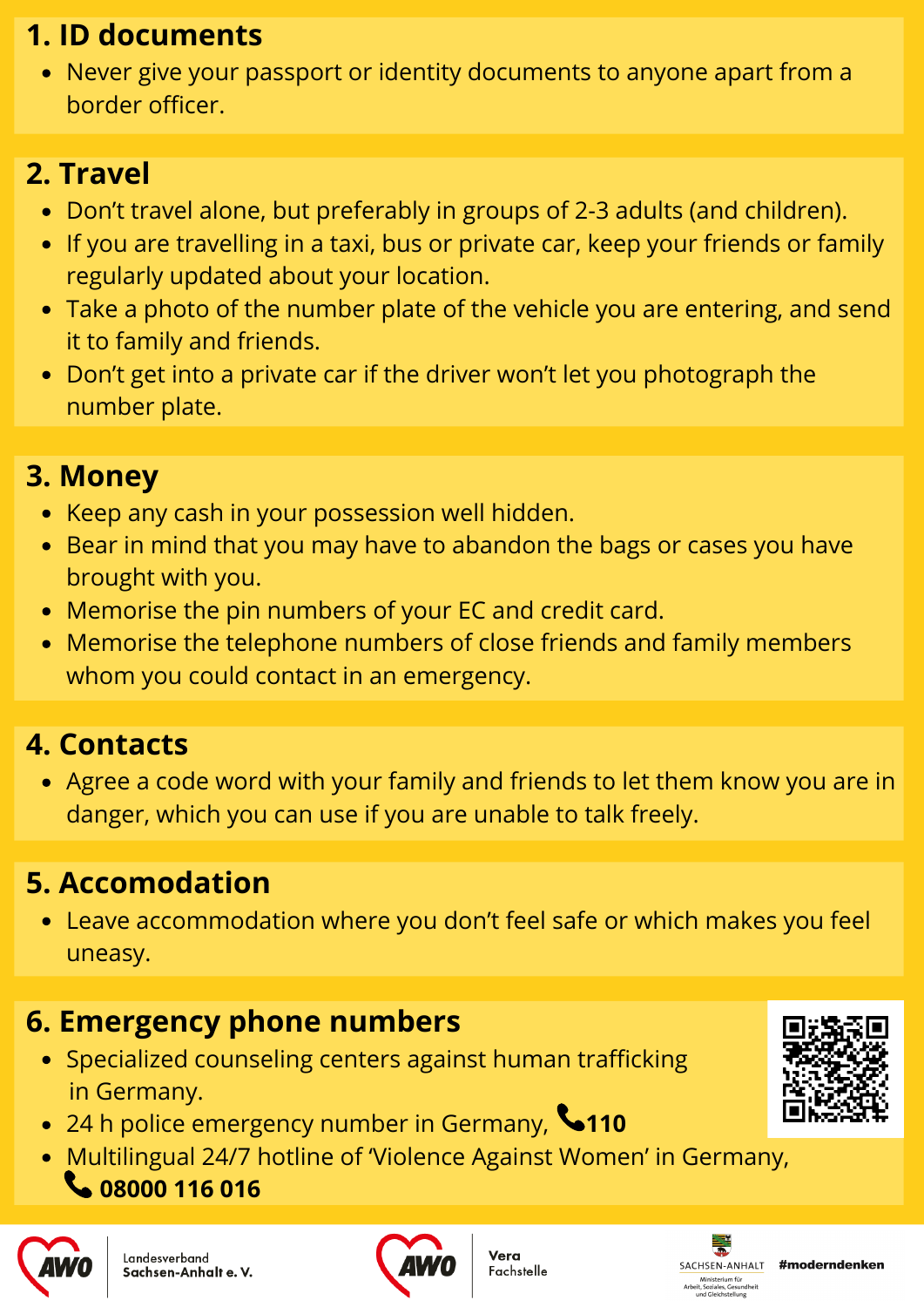## 1. ID documents

- Never give your passport or identity documents to anyone apart from a border officer.

## 2. Travel

- Don't travel alone, but preferably in groups of 2-3 adults (and children).
- If you are travelling in a taxi, bus or private car, keep your friends or family regularly updated about your location.
- Take a photo of the number plate of the vehicle you are entering, and send it to family and friends.
- Don't get into a private car if the driver won't let you photograph the number plate.

## 3. Money

- Keep any cash in your possession well hidden.
- Bear in mind that you may have to abandon the bags or cases you have brought with you.
- Memorise the pin numbers of your EC and credit card.
- Memorise the telephone numbers of close friends and family members whom you could contact in an emergency.

## 4. Contacts

- Agree a code word with your family and friends to let them know you are in danger, which you can use if you are unable to talk freely.

## 5. Accomodation

- Leave accommodation where you don't feel safe or which makes you feel uneasy.

## 6. Emergency phone numbers

- Specialized counseling centers against human trafficking in Germany.
- 24 h police emergency number in Germany, **110**
- Multilingual 24/7 hotline of 'Violence Against Women' in Germany, **08000 116 016**

AWO Landesverband Sachsen-Anhalt e. V.

AWO Vera Fachstelle

Sachsen-Anhalt Ministerium für Arbeit, Soziales, Gesundheit und Gleichstellung

#moderndenken